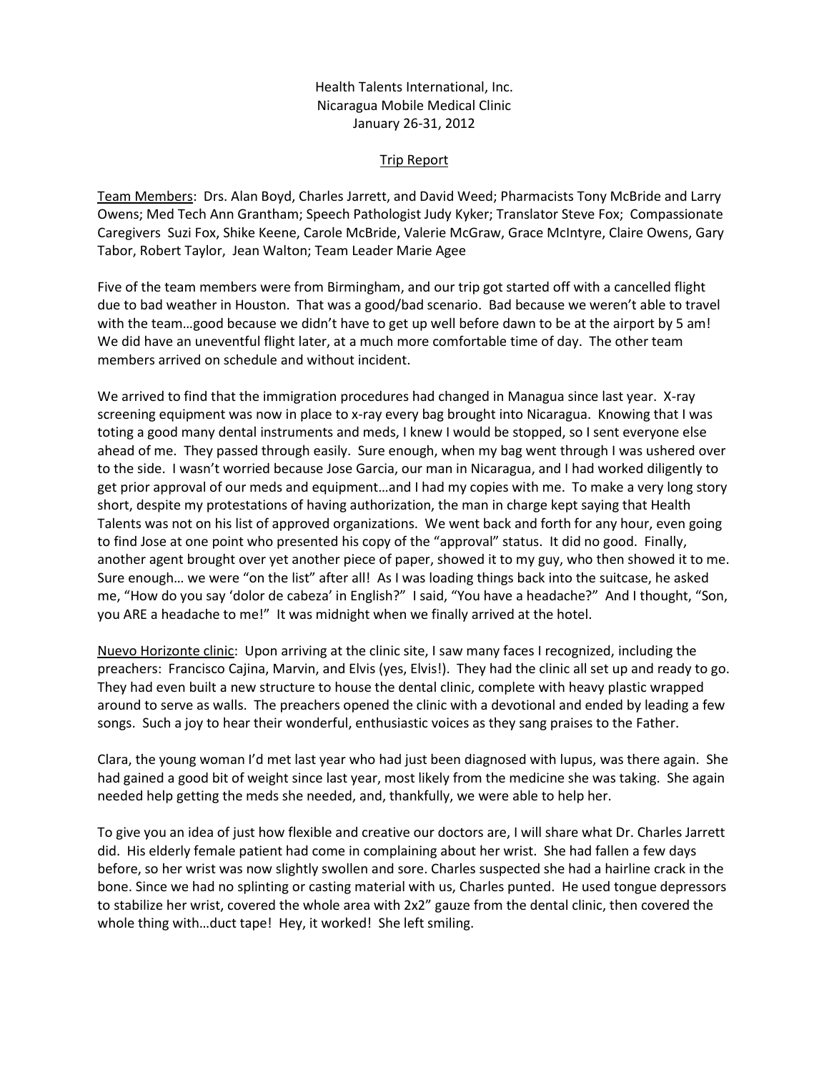Health Talents International, Inc.
Nicaragua Mobile Medical Clinic
January 26-31, 2012

<u>Trip Report</u>

<u>Team Members</u>: Drs. Alan Boyd, Charles Jarrett, and David Weed; Pharmacists Tony McBride and Larry Owens; Med Tech Ann Grantham; Speech Pathologist Judy Kyker; Translator Steve Fox; Compassionate Caregivers Suzi Fox, Shike Keene, Carole McBride, Valerie McGraw, Grace McIntyre, Claire Owens, Gary Tabor, Robert Taylor, Jean Walton; Team Leader Marie Agee

Five of the team members were from Birmingham, and our trip got started off with a cancelled flight due to bad weather in Houston. That was a good/bad scenario. Bad because we weren't able to travel with the team…good because we didn't have to get up well before dawn to be at the airport by 5 am! We did have an uneventful flight later, at a much more comfortable time of day. The other team members arrived on schedule and without incident.

We arrived to find that the immigration procedures had changed in Managua since last year. X-ray screening equipment was now in place to x-ray every bag brought into Nicaragua. Knowing that I was toting a good many dental instruments and meds, I knew I would be stopped, so I sent everyone else ahead of me. They passed through easily. Sure enough, when my bag went through I was ushered over to the side. I wasn't worried because Jose Garcia, our man in Nicaragua, and I had worked diligently to get prior approval of our meds and equipment…and I had my copies with me. To make a very long story short, despite my protestations of having authorization, the man in charge kept saying that Health Talents was not on his list of approved organizations. We went back and forth for any hour, even going to find Jose at one point who presented his copy of the "approval" status. It did no good. Finally, another agent brought over yet another piece of paper, showed it to my guy, who then showed it to me. Sure enough… we were "on the list" after all! As I was loading things back into the suitcase, he asked me, "How do you say 'dolor de cabeza' in English?" I said, "You have a headache?" And I thought, "Son, you ARE a headache to me!" It was midnight when we finally arrived at the hotel.

<u>Nuevo Horizonte clinic</u>: Upon arriving at the clinic site, I saw many faces I recognized, including the preachers: Francisco Cajina, Marvin, and Elvis (yes, Elvis!). They had the clinic all set up and ready to go. They had even built a new structure to house the dental clinic, complete with heavy plastic wrapped around to serve as walls. The preachers opened the clinic with a devotional and ended by leading a few songs. Such a joy to hear their wonderful, enthusiastic voices as they sang praises to the Father.

Clara, the young woman I'd met last year who had just been diagnosed with lupus, was there again. She had gained a good bit of weight since last year, most likely from the medicine she was taking. She again needed help getting the meds she needed, and, thankfully, we were able to help her.

To give you an idea of just how flexible and creative our doctors are, I will share what Dr. Charles Jarrett did. His elderly female patient had come in complaining about her wrist. She had fallen a few days before, so her wrist was now slightly swollen and sore. Charles suspected she had a hairline crack in the bone. Since we had no splinting or casting material with us, Charles punted. He used tongue depressors to stabilize her wrist, covered the whole area with 2x2" gauze from the dental clinic, then covered the whole thing with…duct tape! Hey, it worked! She left smiling.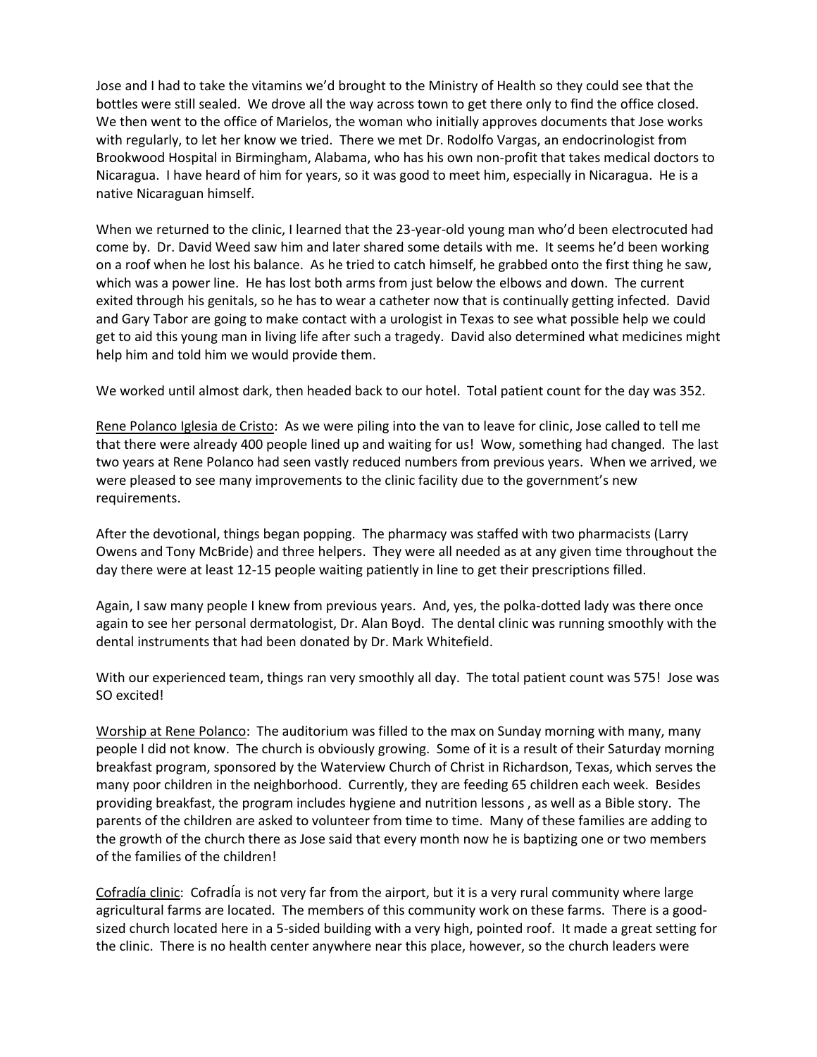Jose and I had to take the vitamins we'd brought to the Ministry of Health so they could see that the bottles were still sealed. We drove all the way across town to get there only to find the office closed. We then went to the office of Marielos, the woman who initially approves documents that Jose works with regularly, to let her know we tried. There we met Dr. Rodolfo Vargas, an endocrinologist from Brookwood Hospital in Birmingham, Alabama, who has his own non-profit that takes medical doctors to Nicaragua. I have heard of him for years, so it was good to meet him, especially in Nicaragua. He is a native Nicaraguan himself.

When we returned to the clinic, I learned that the 23-year-old young man who'd been electrocuted had come by. Dr. David Weed saw him and later shared some details with me. It seems he'd been working on a roof when he lost his balance. As he tried to catch himself, he grabbed onto the first thing he saw, which was a power line. He has lost both arms from just below the elbows and down. The current exited through his genitals, so he has to wear a catheter now that is continually getting infected. David and Gary Tabor are going to make contact with a urologist in Texas to see what possible help we could get to aid this young man in living life after such a tragedy. David also determined what medicines might help him and told him we would provide them.

We worked until almost dark, then headed back to our hotel. Total patient count for the day was 352.

<u>Rene Polanco Iglesia de Cristo</u>: As we were piling into the van to leave for clinic, Jose called to tell me that there were already 400 people lined up and waiting for us! Wow, something had changed. The last two years at Rene Polanco had seen vastly reduced numbers from previous years. When we arrived, we were pleased to see many improvements to the clinic facility due to the government's new requirements.

After the devotional, things began popping. The pharmacy was staffed with two pharmacists (Larry Owens and Tony McBride) and three helpers. They were all needed as at any given time throughout the day there were at least 12-15 people waiting patiently in line to get their prescriptions filled.

Again, I saw many people I knew from previous years. And, yes, the polka-dotted lady was there once again to see her personal dermatologist, Dr. Alan Boyd. The dental clinic was running smoothly with the dental instruments that had been donated by Dr. Mark Whitefield.

With our experienced team, things ran very smoothly all day. The total patient count was 575! Jose was SO excited!

<u>Worship at Rene Polanco</u>: The auditorium was filled to the max on Sunday morning with many, many people I did not know. The church is obviously growing. Some of it is a result of their Saturday morning breakfast program, sponsored by the Waterview Church of Christ in Richardson, Texas, which serves the many poor children in the neighborhood. Currently, they are feeding 65 children each week. Besides providing breakfast, the program includes hygiene and nutrition lessons , as well as a Bible story. The parents of the children are asked to volunteer from time to time. Many of these families are adding to the growth of the church there as Jose said that every month now he is baptizing one or two members of the families of the children!

<u>Cofradía clinic</u>: CofradÍa is not very far from the airport, but it is a very rural community where large agricultural farms are located. The members of this community work on these farms. There is a good-sized church located here in a 5-sided building with a very high, pointed roof. It made a great setting for the clinic. There is no health center anywhere near this place, however, so the church leaders were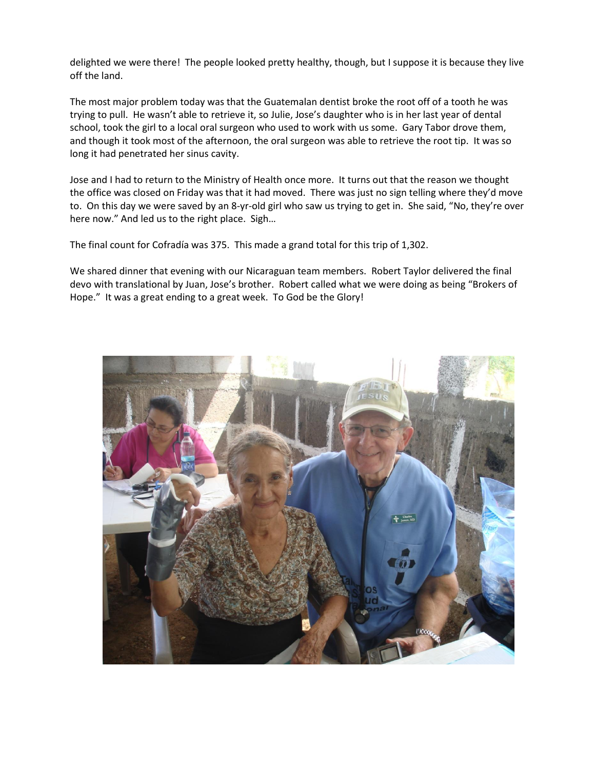delighted we were there! The people looked pretty healthy, though, but I suppose it is because they live off the land.

The most major problem today was that the Guatemalan dentist broke the root off of a tooth he was trying to pull. He wasn't able to retrieve it, so Julie, Jose's daughter who is in her last year of dental school, took the girl to a local oral surgeon who used to work with us some. Gary Tabor drove them, and though it took most of the afternoon, the oral surgeon was able to retrieve the root tip. It was so long it had penetrated her sinus cavity.

Jose and I had to return to the Ministry of Health once more. It turns out that the reason we thought the office was closed on Friday was that it had moved. There was just no sign telling where they'd move to. On this day we were saved by an 8-yr-old girl who saw us trying to get in. She said, "No, they're over here now." And led us to the right place. Sigh…

The final count for Cofradía was 375. This made a grand total for this trip of 1,302.

We shared dinner that evening with our Nicaraguan team members. Robert Taylor delivered the final devo with translational by Juan, Jose's brother. Robert called what we were doing as being "Brokers of Hope." It was a great ending to a great week. To God be the Glory!